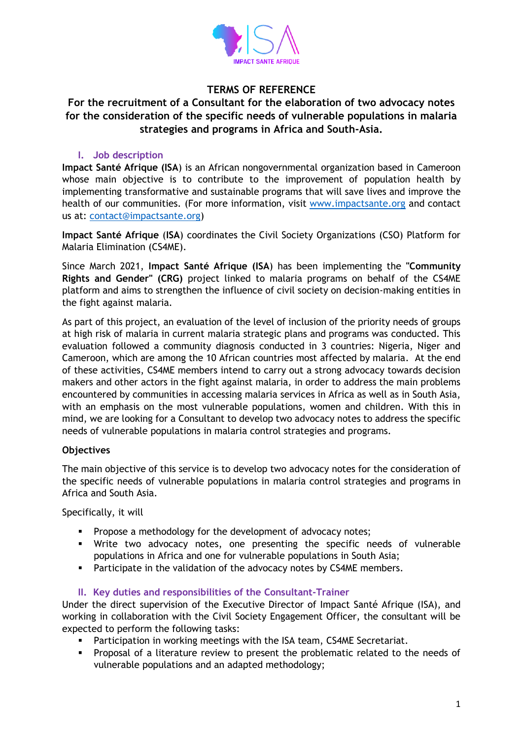# TERMS OF REFERENCE

## For the recruitment of a Consultant for the elaboration of two advocacy notes for the consideration of the specific needs of vulnerable populations in malaria strategies and programs in Africa and South-Asia.

### I. Job description

**Impact Santé Afrique (ISA**) is an African nongovernmental organization based in Cameroon whose main objective is to contribute to the improvement of population health by implementing transformative and sustainable programs that will save lives and improve the health of our communities. (For more information, visit [www.impactsante.org](www.impactsante.org) and contact us at: [contact@impactsante.org](mailto:contact@impactsante.org))

**Impact Santé Afrique** (**ISA**) coordinates the Civil Society Organizations (CSO) Platform for Malaria Elimination (CS4ME).

Since March 2021, **Impact Santé Afrique (ISA**) has been implementing the **"Community Rights and Gender" (CRG)** project linked to malaria programs on behalf of the CS4ME platform and aims to strengthen the influence of civil society on decision-making entities in the fight against malaria.

As part of this project, an evaluation of the level of inclusion of the priority needs of groups at high risk of malaria in current malaria strategic plans and programs was conducted. This evaluation followed a community diagnosis conducted in 3 countries: Nigeria, Niger and Cameroon, which are among the 10 African countries most affected by malaria. At the end of these activities, CS4ME members intend to carry out a strong advocacy towards decision makers and other actors in the fight against malaria, in order to address the main problems encountered by communities in accessing malaria services in Africa as well as in South Asia, with an emphasis on the most vulnerable populations, women and children. With this in mind, we are looking for a Consultant to develop two advocacy notes to address the specific needs of vulnerable populations in malaria control strategies and programs.

**Objectives**

The main objective of this service is to develop two advocacy notes for the consideration of the specific needs of vulnerable populations in malaria control strategies and programs in Africa and South Asia.

Specifically, it will

- Propose a methodology for the development of advocacy notes;
- Write two advocacy notes, one presenting the specific needs of vulnerable populations in Africa and one for vulnerable populations in South Asia;
- Participate in the validation of the advocacy notes by CS4ME members.

### II. Key duties and responsibilities of the Consultant-Trainer

Under the direct supervision of the Executive Director of Impact Santé Afrique (ISA), and working in collaboration with the Civil Society Engagement Officer, the consultant will be expected to perform the following tasks:

- Participation in working meetings with the ISA team, CS4ME Secretariat.
- Proposal of a literature review to present the problematic related to the needs of vulnerable populations and an adapted methodology;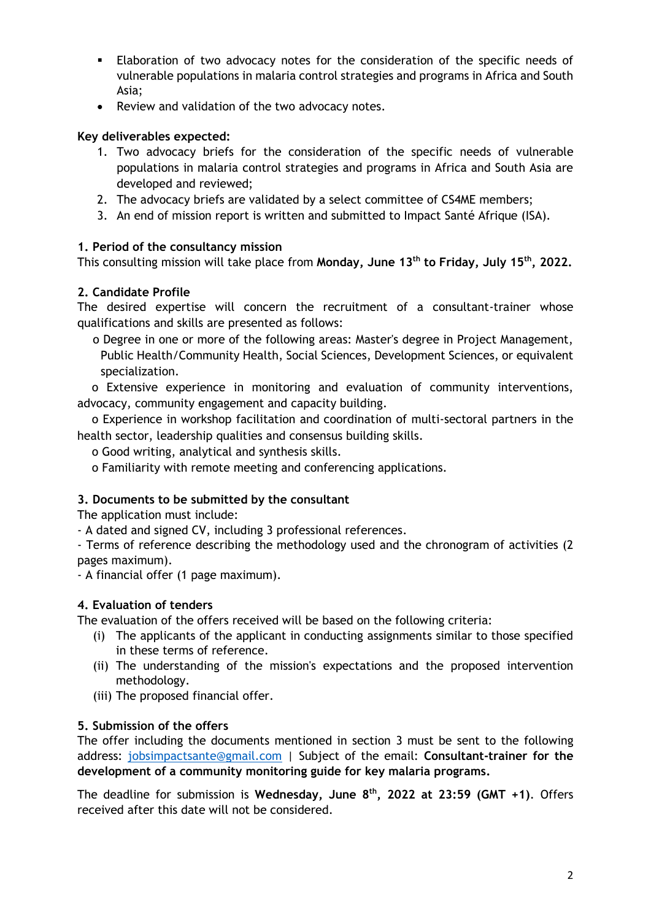- Elaboration of two advocacy notes for the consideration of the specific needs of vulnerable populations in malaria control strategies and programs in Africa and South Asia;
- Review and validation of the two advocacy notes.

**Key deliverables expected:**

1. Two advocacy briefs for the consideration of the specific needs of vulnerable populations in malaria control strategies and programs in Africa and South Asia are developed and reviewed;
2. The advocacy briefs are validated by a select committee of CS4ME members;
3. An end of mission report is written and submitted to Impact Santé Afrique (ISA).

**1. Period of the consultancy mission**

This consulting mission will take place from **Monday, June 13th to Friday, July 15th, 2022.**

**2. Candidate Profile**

The desired expertise will concern the recruitment of a consultant-trainer whose qualifications and skills are presented as follows:

- Degree in one or more of the following areas: Master's degree in Project Management, Public Health/Community Health, Social Sciences, Development Sciences, or equivalent specialization.
- Extensive experience in monitoring and evaluation of community interventions, advocacy, community engagement and capacity building.
- Experience in workshop facilitation and coordination of multi-sectoral partners in the health sector, leadership qualities and consensus building skills.
- Good writing, analytical and synthesis skills.
- Familiarity with remote meeting and conferencing applications.

**3. Documents to be submitted by the consultant**

The application must include:

- A dated and signed CV, including 3 professional references.
- Terms of reference describing the methodology used and the chronogram of activities (2 pages maximum).
- A financial offer (1 page maximum).

**4. Evaluation of tenders**

The evaluation of the offers received will be based on the following criteria:

(i) The applicants of the applicant in conducting assignments similar to those specified in these terms of reference.

(ii) The understanding of the mission's expectations and the proposed intervention methodology.

(iii) The proposed financial offer.

**5. Submission of the offers**

The offer including the documents mentioned in section 3 must be sent to the following address: jobsimpactsante@gmail.com | Subject of the email: **Consultant-trainer for the development of a community monitoring guide for key malaria programs.**

The deadline for submission is **Wednesday, June 8th, 2022 at 23:59 (GMT +1)**. Offers received after this date will not be considered.